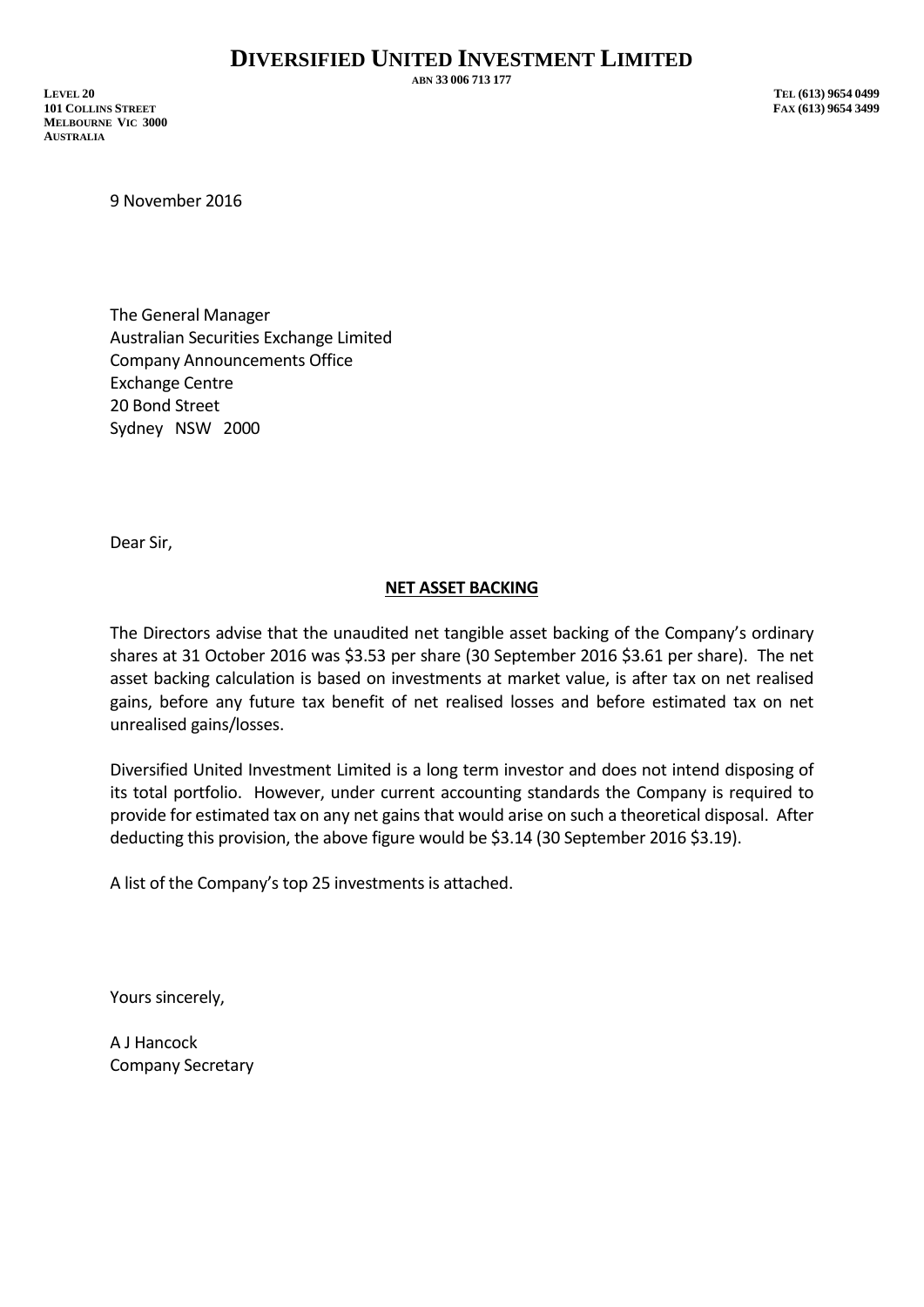# DIVERSIFIED UNITED INVESTMENT LIMITED

ABN 33 006 713 177

LEVEL 20
101 COLLINS STREET
MELBOURNE VIC 3000
AUSTRALIA

TEL (613) 9654 0499
FAX (613) 9654 3499

9 November 2016

The General Manager
Australian Securities Exchange Limited
Company Announcements Office
Exchange Centre
20 Bond Street
Sydney NSW 2000

Dear Sir,

**NET ASSET BACKING**

The Directors advise that the unaudited net tangible asset backing of the Company's ordinary shares at 31 October 2016 was $3.53 per share (30 September 2016 $3.61 per share). The net asset backing calculation is based on investments at market value, is after tax on net realised gains, before any future tax benefit of net realised losses and before estimated tax on net unrealised gains/losses.

Diversified United Investment Limited is a long term investor and does not intend disposing of its total portfolio. However, under current accounting standards the Company is required to provide for estimated tax on any net gains that would arise on such a theoretical disposal. After deducting this provision, the above figure would be $3.14 (30 September 2016 $3.19).

A list of the Company's top 25 investments is attached.

Yours sincerely,

A J Hancock
Company Secretary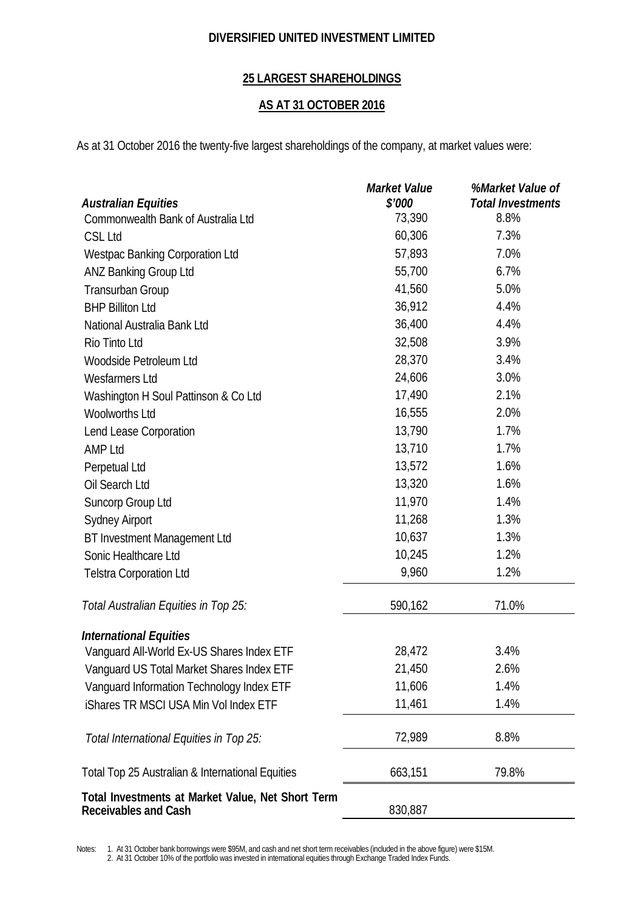**DIVERSIFIED UNITED INVESTMENT LIMITED**

**25 LARGEST SHAREHOLDINGS**

**AS AT 31 OCTOBER 2016**

As at 31 October 2016 the twenty-five largest shareholdings of the company, at market values were:

| ***Australian Equities*** | ***Market Value $'000*** | ***%Market Value of Total Investments*** |
|---|---|---|
| Commonwealth Bank of Australia Ltd | 73,390 | 8.8% |
| CSL Ltd | 60,306 | 7.3% |
| Westpac Banking Corporation Ltd | 57,893 | 7.0% |
| ANZ Banking Group Ltd | 55,700 | 6.7% |
| Transurban Group | 41,560 | 5.0% |
| BHP Billiton Ltd | 36,912 | 4.4% |
| National Australia Bank Ltd | 36,400 | 4.4% |
| Rio Tinto Ltd | 32,508 | 3.9% |
| Woodside Petroleum Ltd | 28,370 | 3.4% |
| Wesfarmers Ltd | 24,606 | 3.0% |
| Washington H Soul Pattinson & Co Ltd | 17,490 | 2.1% |
| Woolworths Ltd | 16,555 | 2.0% |
| Lend Lease Corporation | 13,790 | 1.7% |
| AMP Ltd | 13,710 | 1.7% |
| Perpetual Ltd | 13,572 | 1.6% |
| Oil Search Ltd | 13,320 | 1.6% |
| Suncorp Group Ltd | 11,970 | 1.4% |
| Sydney Airport | 11,268 | 1.3% |
| BT Investment Management Ltd | 10,637 | 1.3% |
| Sonic Healthcare Ltd | 10,245 | 1.2% |
| Telstra Corporation Ltd | 9,960 | 1.2% |
| *Total Australian Equities in Top 25:* | 590,162 | 71.0% |
| ***International Equities*** | | |
| Vanguard All-World Ex-US Shares Index ETF | 28,472 | 3.4% |
| Vanguard US Total Market Shares Index ETF | 21,450 | 2.6% |
| Vanguard Information Technology Index ETF | 11,606 | 1.4% |
| iShares TR MSCI USA Min Vol Index ETF | 11,461 | 1.4% |
| *Total International Equities in Top 25:* | 72,989 | 8.8% |
| Total Top 25 Australian & International Equities | 663,151 | 79.8% |
| **Total Investments at Market Value, Net Short Term Receivables and Cash** | 830,887 | |

Notes: 1. At 31 October bank borrowings were $95M, and cash and net short term receivables (included in the above figure) were $15M.
2. At 31 October 10% of the portfolio was invested in international equities through Exchange Traded Index Funds.